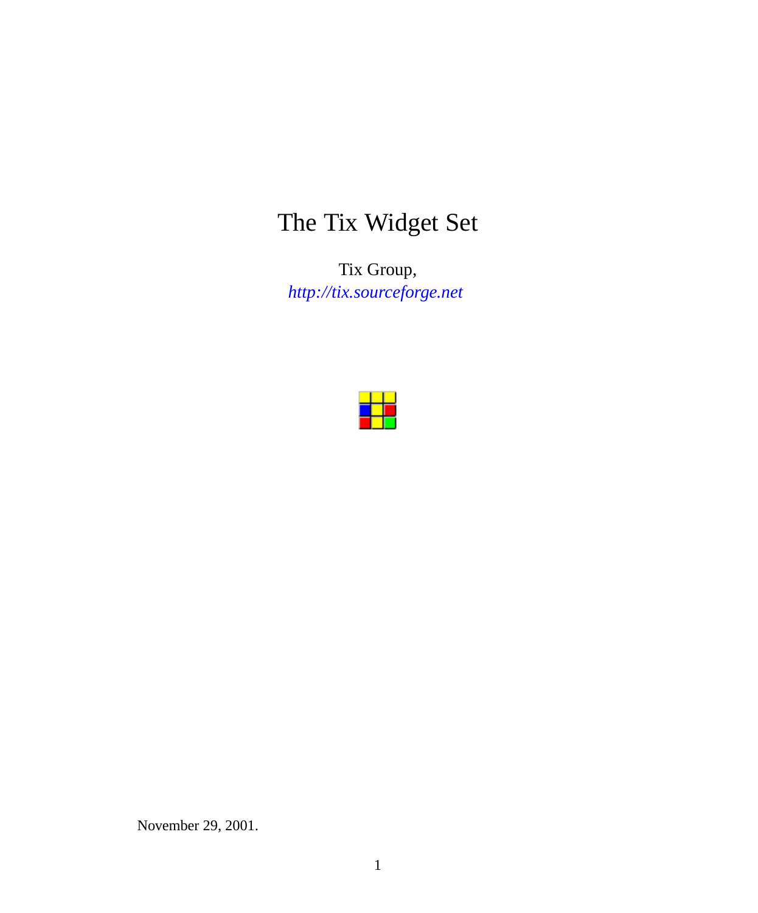# The Tix Widget Set

Tix Group,
*http://tix.sourceforge.net*

November 29, 2001.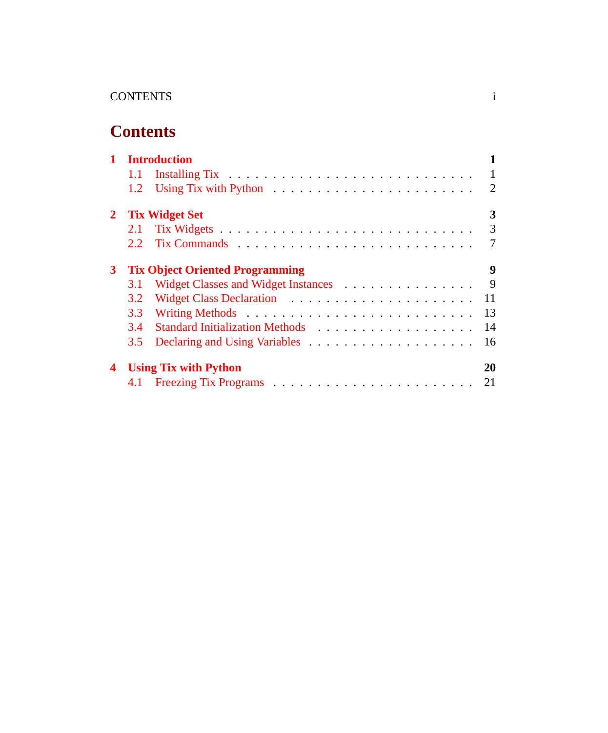# Contents

**1 Introduction** **1**

- 1.1 Installing Tix . . . . . . . . . . . . . . . . . . . . . . . . . . . 1
- 1.2 Using Tix with Python . . . . . . . . . . . . . . . . . . . . . . 2

**2 Tix Widget Set** **3**

- 2.1 Tix Widgets . . . . . . . . . . . . . . . . . . . . . . . . . . . . 3
- 2.2 Tix Commands . . . . . . . . . . . . . . . . . . . . . . . . . . 7

**3 Tix Object Oriented Programming** **9**

- 3.1 Widget Classes and Widget Instances . . . . . . . . . . . . . . . 9
- 3.2 Widget Class Declaration . . . . . . . . . . . . . . . . . . . . . 11
- 3.3 Writing Methods . . . . . . . . . . . . . . . . . . . . . . . . . . 13
- 3.4 Standard Initialization Methods . . . . . . . . . . . . . . . . . . 14
- 3.5 Declaring and Using Variables . . . . . . . . . . . . . . . . . . 16

**4 Using Tix with Python** **20**

- 4.1 Freezing Tix Programs . . . . . . . . . . . . . . . . . . . . . . 21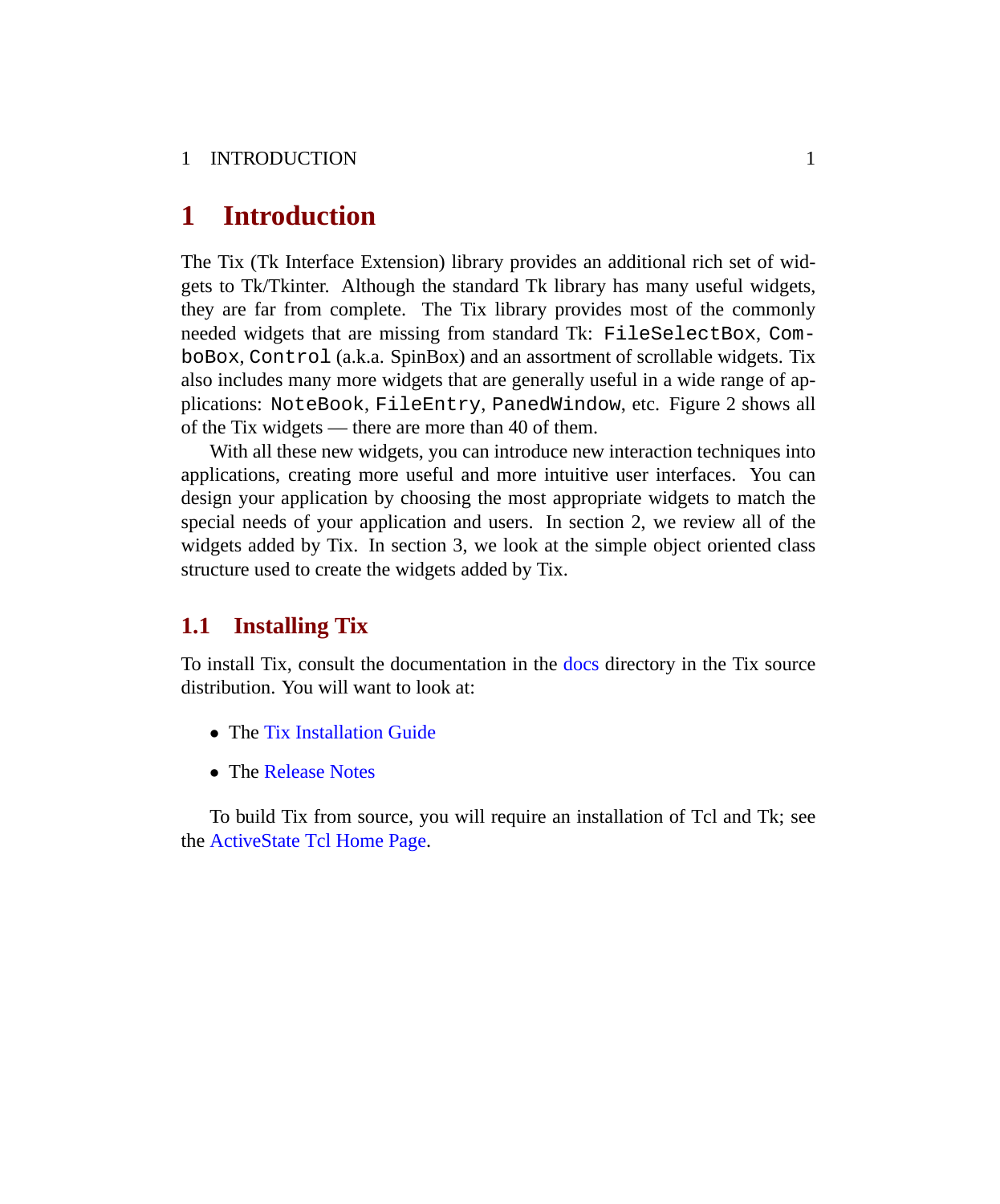# 1 Introduction

The Tix (Tk Interface Extension) library provides an additional rich set of widgets to Tk/Tkinter. Although the standard Tk library has many useful widgets, they are far from complete. The Tix library provides most of the commonly needed widgets that are missing from standard Tk: `FileSelectBox`, `ComboBox`, `Control` (a.k.a. SpinBox) and an assortment of scrollable widgets. Tix also includes many more widgets that are generally useful in a wide range of applications: `NoteBook`, `FileEntry`, `PanedWindow`, etc. Figure 2 shows all of the Tix widgets — there are more than 40 of them.

With all these new widgets, you can introduce new interaction techniques into applications, creating more useful and more intuitive user interfaces. You can design your application by choosing the most appropriate widgets to match the special needs of your application and users. In section 2, we review all of the widgets added by Tix. In section 3, we look at the simple object oriented class structure used to create the widgets added by Tix.

## 1.1 Installing Tix

To install Tix, consult the documentation in the docs directory in the Tix source distribution. You will want to look at:

- The Tix Installation Guide
- The Release Notes

To build Tix from source, you will require an installation of Tcl and Tk; see the ActiveState Tcl Home Page.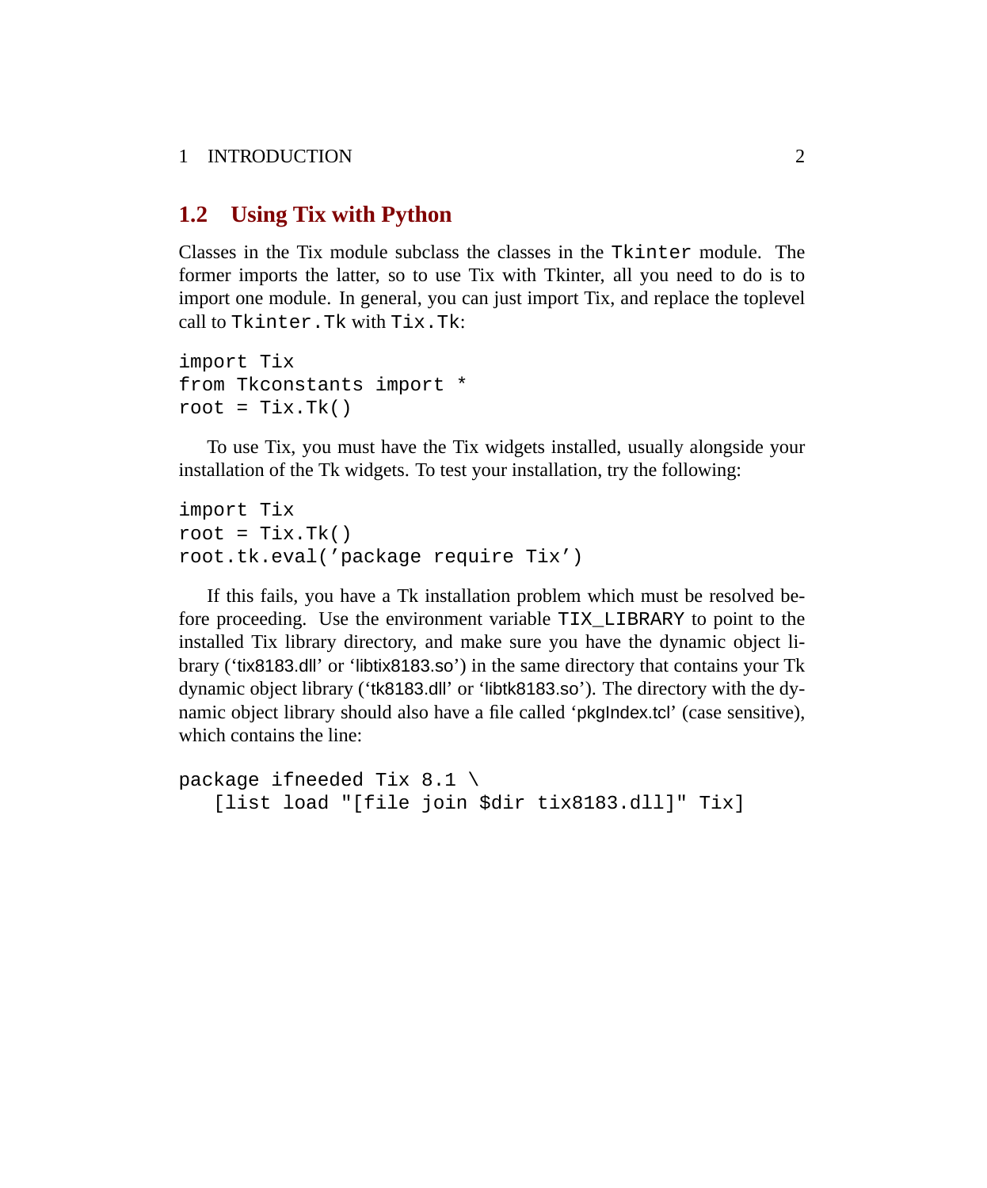## 1.2 Using Tix with Python

Classes in the Tix module subclass the classes in the `Tkinter` module. The former imports the latter, so to use Tix with Tkinter, all you need to do is to import one module. In general, you can just import Tix, and replace the toplevel call to `Tkinter.Tk` with `Tix.Tk`:

```
import Tix
from Tkconstants import *
root = Tix.Tk()
```

To use Tix, you must have the Tix widgets installed, usually alongside your installation of the Tk widgets. To test your installation, try the following:

```
import Tix
root = Tix.Tk()
root.tk.eval('package require Tix')
```

If this fails, you have a Tk installation problem which must be resolved before proceeding. Use the environment variable `TIX_LIBRARY` to point to the installed Tix library directory, and make sure you have the dynamic object library ('tix8183.dll' or 'libtix8183.so') in the same directory that contains your Tk dynamic object library ('tk8183.dll' or 'libtk8183.so'). The directory with the dynamic object library should also have a file called 'pkgIndex.tcl' (case sensitive), which contains the line:

```
package ifneeded Tix 8.1 \
   [list load "[file join $dir tix8183.dll]" Tix]
```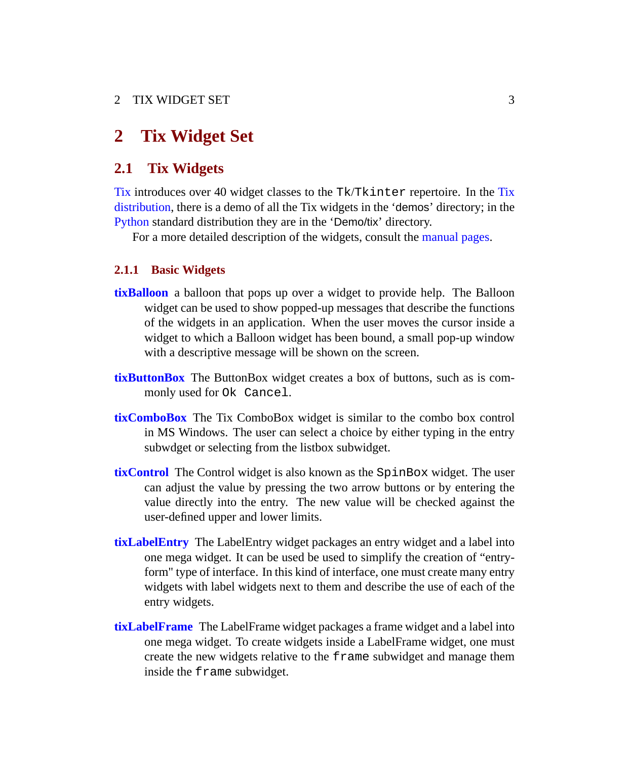# 2 Tix Widget Set

## 2.1 Tix Widgets

Tix introduces over 40 widget classes to the `Tk`/`Tkinter` repertoire. In the Tix distribution, there is a demo of all the Tix widgets in the 'demos' directory; in the Python standard distribution they are in the 'Demo/tix' directory.

For a more detailed description of the widgets, consult the manual pages.

### 2.1.1 Basic Widgets

**tixBalloon** a balloon that pops up over a widget to provide help. The Balloon widget can be used to show popped-up messages that describe the functions of the widgets in an application. When the user moves the cursor inside a widget to which a Balloon widget has been bound, a small pop-up window with a descriptive message will be shown on the screen.

**tixButtonBox** The ButtonBox widget creates a box of buttons, such as is commonly used for `Ok Cancel`.

**tixComboBox** The Tix ComboBox widget is similar to the combo box control in MS Windows. The user can select a choice by either typing in the entry subwdget or selecting from the listbox subwidget.

**tixControl** The Control widget is also known as the `SpinBox` widget. The user can adjust the value by pressing the two arrow buttons or by entering the value directly into the entry. The new value will be checked against the user-defined upper and lower limits.

**tixLabelEntry** The LabelEntry widget packages an entry widget and a label into one mega widget. It can be used be used to simplify the creation of "entry-form" type of interface. In this kind of interface, one must create many entry widgets with label widgets next to them and describe the use of each of the entry widgets.

**tixLabelFrame** The LabelFrame widget packages a frame widget and a label into one mega widget. To create widgets inside a LabelFrame widget, one must create the new widgets relative to the `frame` subwidget and manage them inside the `frame` subwidget.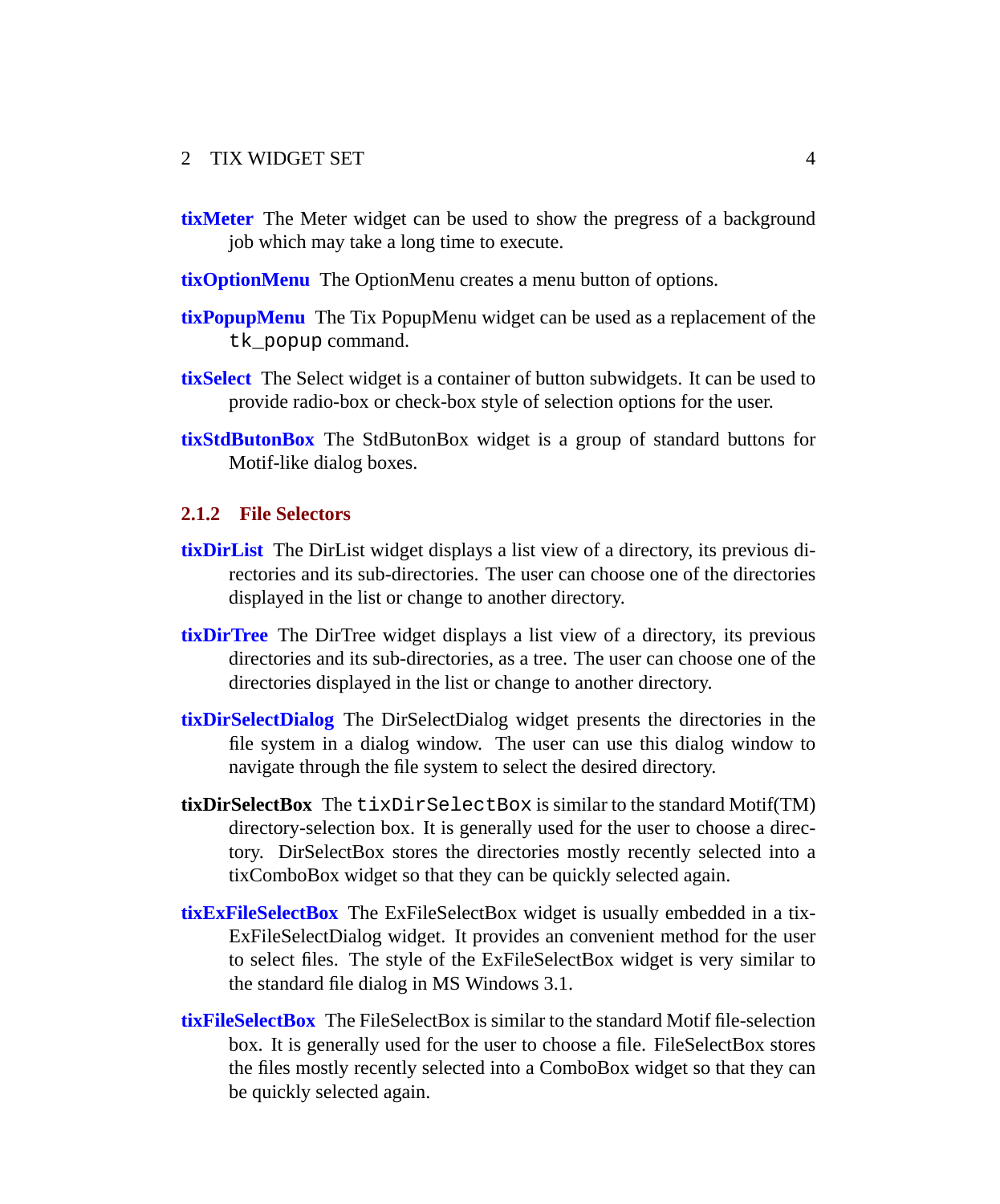**tixMeter** The Meter widget can be used to show the pregress of a background job which may take a long time to execute.

**tixOptionMenu** The OptionMenu creates a menu button of options.

**tixPopupMenu** The Tix PopupMenu widget can be used as a replacement of the `tk_popup` command.

**tixSelect** The Select widget is a container of button subwidgets. It can be used to provide radio-box or check-box style of selection options for the user.

**tixStdButonBox** The StdButonBox widget is a group of standard buttons for Motif-like dialog boxes.

#### 2.1.2 File Selectors

**tixDirList** The DirList widget displays a list view of a directory, its previous directories and its sub-directories. The user can choose one of the directories displayed in the list or change to another directory.

**tixDirTree** The DirTree widget displays a list view of a directory, its previous directories and its sub-directories, as a tree. The user can choose one of the directories displayed in the list or change to another directory.

**tixDirSelectDialog** The DirSelectDialog widget presents the directories in the file system in a dialog window. The user can use this dialog window to navigate through the file system to select the desired directory.

**tixDirSelectBox** The `tixDirSelectBox` is similar to the standard Motif(TM) directory-selection box. It is generally used for the user to choose a directory. DirSelectBox stores the directories mostly recently selected into a tixComboBox widget so that they can be quickly selected again.

**tixExFileSelectBox** The ExFileSelectBox widget is usually embedded in a tixExFileSelectDialog widget. It provides an convenient method for the user to select files. The style of the ExFileSelectBox widget is very similar to the standard file dialog in MS Windows 3.1.

**tixFileSelectBox** The FileSelectBox is similar to the standard Motif file-selection box. It is generally used for the user to choose a file. FileSelectBox stores the files mostly recently selected into a ComboBox widget so that they can be quickly selected again.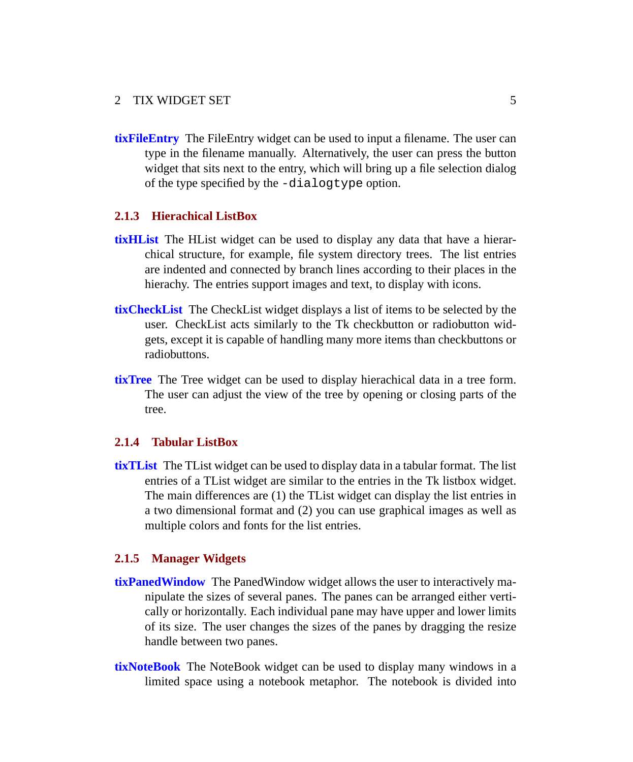**tixFileEntry** The FileEntry widget can be used to input a filename. The user can type in the filename manually. Alternatively, the user can press the button widget that sits next to the entry, which will bring up a file selection dialog of the type specified by the `-dialogtype` option.

### 2.1.3 Hierachical ListBox

**tixHList** The HList widget can be used to display any data that have a hierarchical structure, for example, file system directory trees. The list entries are indented and connected by branch lines according to their places in the hierachy. The entries support images and text, to display with icons.

**tixCheckList** The CheckList widget displays a list of items to be selected by the user. CheckList acts similarly to the Tk checkbutton or radiobutton widgets, except it is capable of handling many more items than checkbuttons or radiobuttons.

**tixTree** The Tree widget can be used to display hierachical data in a tree form. The user can adjust the view of the tree by opening or closing parts of the tree.

### 2.1.4 Tabular ListBox

**tixTList** The TList widget can be used to display data in a tabular format. The list entries of a TList widget are similar to the entries in the Tk listbox widget. The main differences are (1) the TList widget can display the list entries in a two dimensional format and (2) you can use graphical images as well as multiple colors and fonts for the list entries.

### 2.1.5 Manager Widgets

**tixPanedWindow** The PanedWindow widget allows the user to interactively manipulate the sizes of several panes. The panes can be arranged either vertically or horizontally. Each individual pane may have upper and lower limits of its size. The user changes the sizes of the panes by dragging the resize handle between two panes.

**tixNoteBook** The NoteBook widget can be used to display many windows in a limited space using a notebook metaphor. The notebook is divided into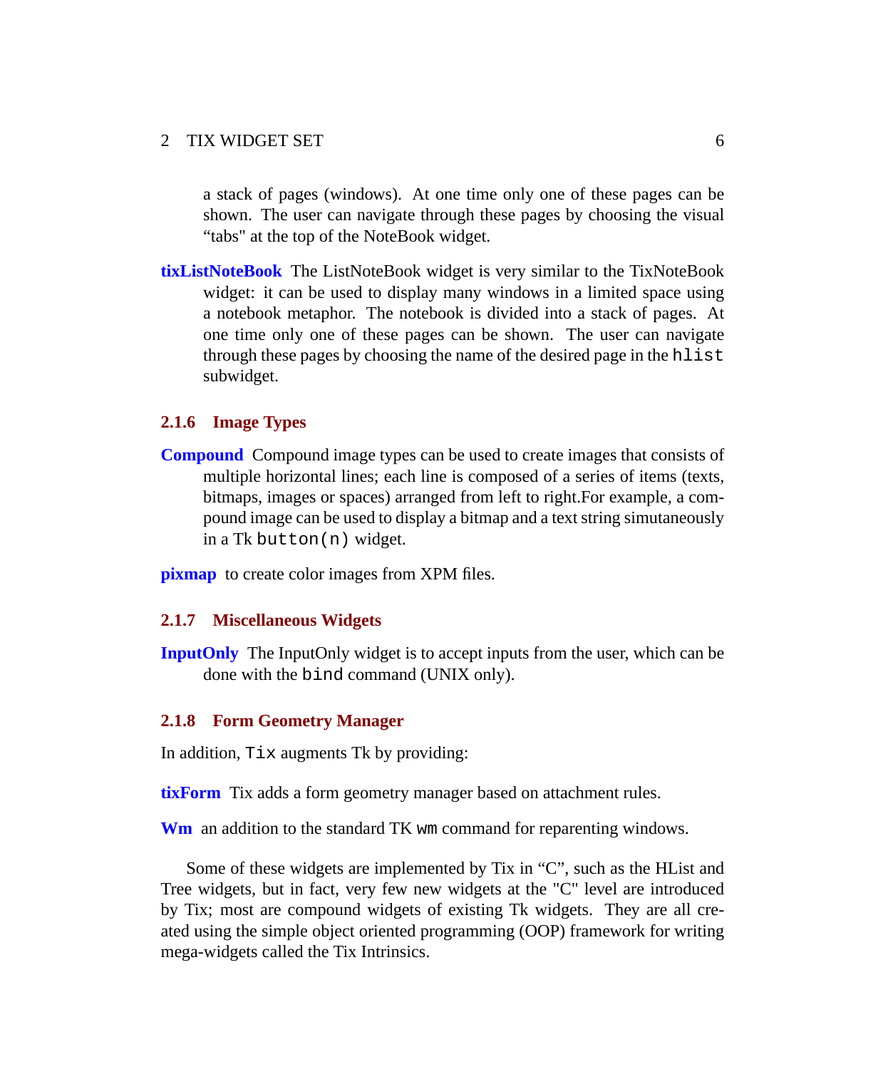a stack of pages (windows). At one time only one of these pages can be shown. The user can navigate through these pages by choosing the visual “tabs" at the top of the NoteBook widget.

**tixListNoteBook** The ListNoteBook widget is very similar to the TixNoteBook widget: it can be used to display many windows in a limited space using a notebook metaphor. The notebook is divided into a stack of pages. At one time only one of these pages can be shown. The user can navigate through these pages by choosing the name of the desired page in the `hlist` subwidget.

#### 2.1.6 Image Types

**Compound** Compound image types can be used to create images that consists of multiple horizontal lines; each line is composed of a series of items (texts, bitmaps, images or spaces) arranged from left to right.For example, a compound image can be used to display a bitmap and a text string simutaneously in a Tk `button(n)` widget.

**pixmap** to create color images from XPM files.

#### 2.1.7 Miscellaneous Widgets

**InputOnly** The InputOnly widget is to accept inputs from the user, which can be done with the `bind` command (UNIX only).

#### 2.1.8 Form Geometry Manager

In addition, `Tix` augments Tk by providing:

**tixForm** Tix adds a form geometry manager based on attachment rules.

**Wm** an addition to the standard TK `wm` command for reparenting windows.

Some of these widgets are implemented by Tix in “C”, such as the HList and Tree widgets, but in fact, very few new widgets at the "C" level are introduced by Tix; most are compound widgets of existing Tk widgets. They are all created using the simple object oriented programming (OOP) framework for writing mega-widgets called the Tix Intrinsics.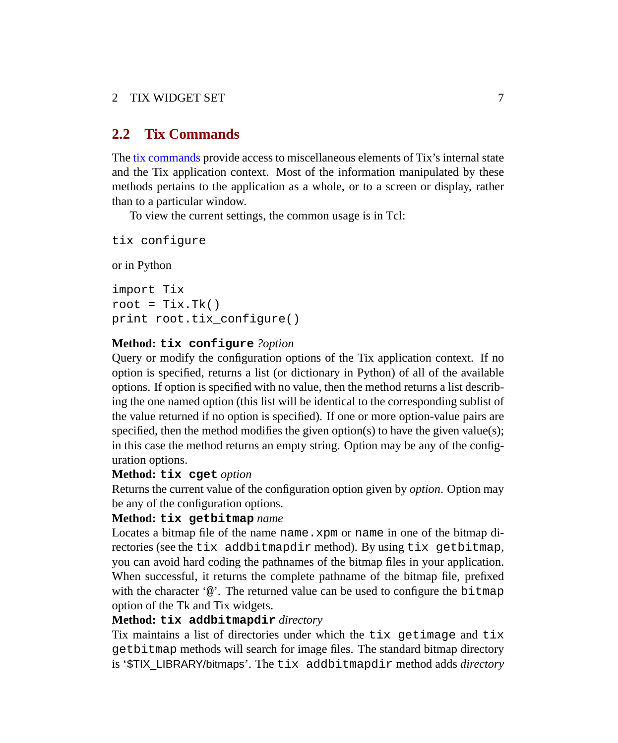## 2.2 Tix Commands

The tix commands provide access to miscellaneous elements of Tix's internal state and the Tix application context. Most of the information manipulated by these methods pertains to the application as a whole, or to a screen or display, rather than to a particular window.

To view the current settings, the common usage is in Tcl:

```
tix configure
```

or in Python

```
import Tix
root = Tix.Tk()
print root.tix_configure()
```

**Method: `tix configure`** *?option*
Query or modify the configuration options of the Tix application context. If no option is specified, returns a list (or dictionary in Python) of all of the available options. If option is specified with no value, then the method returns a list describing the one named option (this list will be identical to the corresponding sublist of the value returned if no option is specified). If one or more option-value pairs are specified, then the method modifies the given option(s) to have the given value(s); in this case the method returns an empty string. Option may be any of the configuration options.

**Method: `tix cget`** *option*
Returns the current value of the configuration option given by *option*. Option may be any of the configuration options.

**Method: `tix getbitmap`** *name*
Locates a bitmap file of the name `name.xpm` or `name` in one of the bitmap directories (see the `tix addbitmapdir` method). By using `tix getbitmap`, you can avoid hard coding the pathnames of the bitmap files in your application. When successful, it returns the complete pathname of the bitmap file, prefixed with the character '`@`'. The returned value can be used to configure the `bitmap` option of the Tk and Tix widgets.

**Method: `tix addbitmapdir`** *directory*
Tix maintains a list of directories under which the `tix getimage` and `tix getbitmap` methods will search for image files. The standard bitmap directory is '$TIX_LIBRARY/bitmaps'. The `tix addbitmapdir` method adds *directory*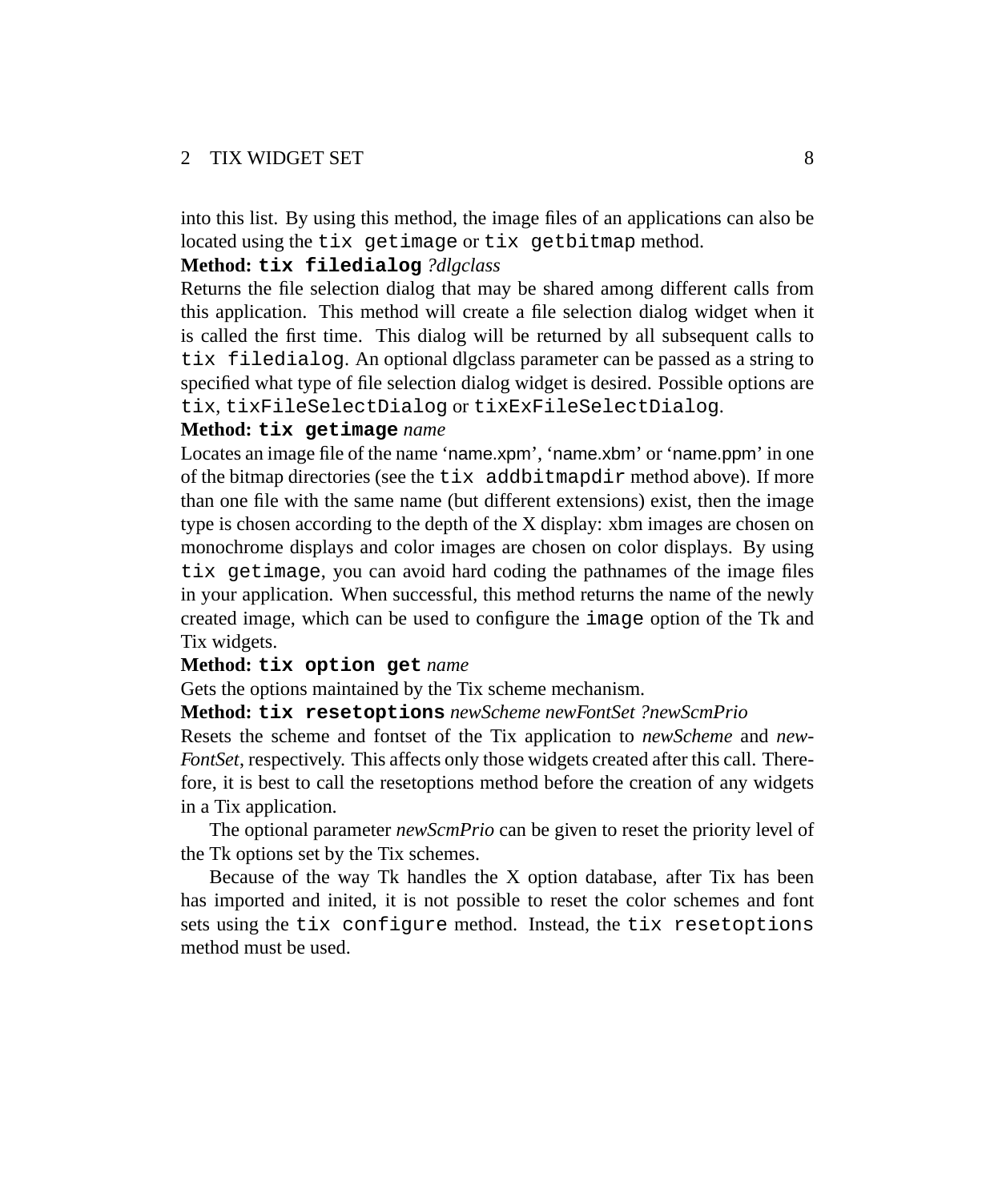into this list. By using this method, the image files of an applications can also be located using the `tix getimage` or `tix getbitmap` method.

**Method: `tix filedialog`** *?dlgclass*

Returns the file selection dialog that may be shared among different calls from this application. This method will create a file selection dialog widget when it is called the first time. This dialog will be returned by all subsequent calls to `tix filedialog`. An optional dlgclass parameter can be passed as a string to specified what type of file selection dialog widget is desired. Possible options are `tix`, `tixFileSelectDialog` or `tixExFileSelectDialog`.

**Method: `tix getimage`** *name*

Locates an image file of the name 'name.xpm', 'name.xbm' or 'name.ppm' in one of the bitmap directories (see the `tix addbitmapdir` method above). If more than one file with the same name (but different extensions) exist, then the image type is chosen according to the depth of the X display: xbm images are chosen on monochrome displays and color images are chosen on color displays. By using `tix getimage`, you can avoid hard coding the pathnames of the image files in your application. When successful, this method returns the name of the newly created image, which can be used to configure the `image` option of the Tk and Tix widgets.

**Method: `tix option get`** *name*

Gets the options maintained by the Tix scheme mechanism.

**Method: `tix resetoptions`** *newScheme newFontSet ?newScmPrio*

Resets the scheme and fontset of the Tix application to *newScheme* and *newFontSet*, respectively. This affects only those widgets created after this call. Therefore, it is best to call the resetoptions method before the creation of any widgets in a Tix application.

The optional parameter *newScmPrio* can be given to reset the priority level of the Tk options set by the Tix schemes.

Because of the way Tk handles the X option database, after Tix has been has imported and inited, it is not possible to reset the color schemes and font sets using the `tix configure` method. Instead, the `tix resetoptions` method must be used.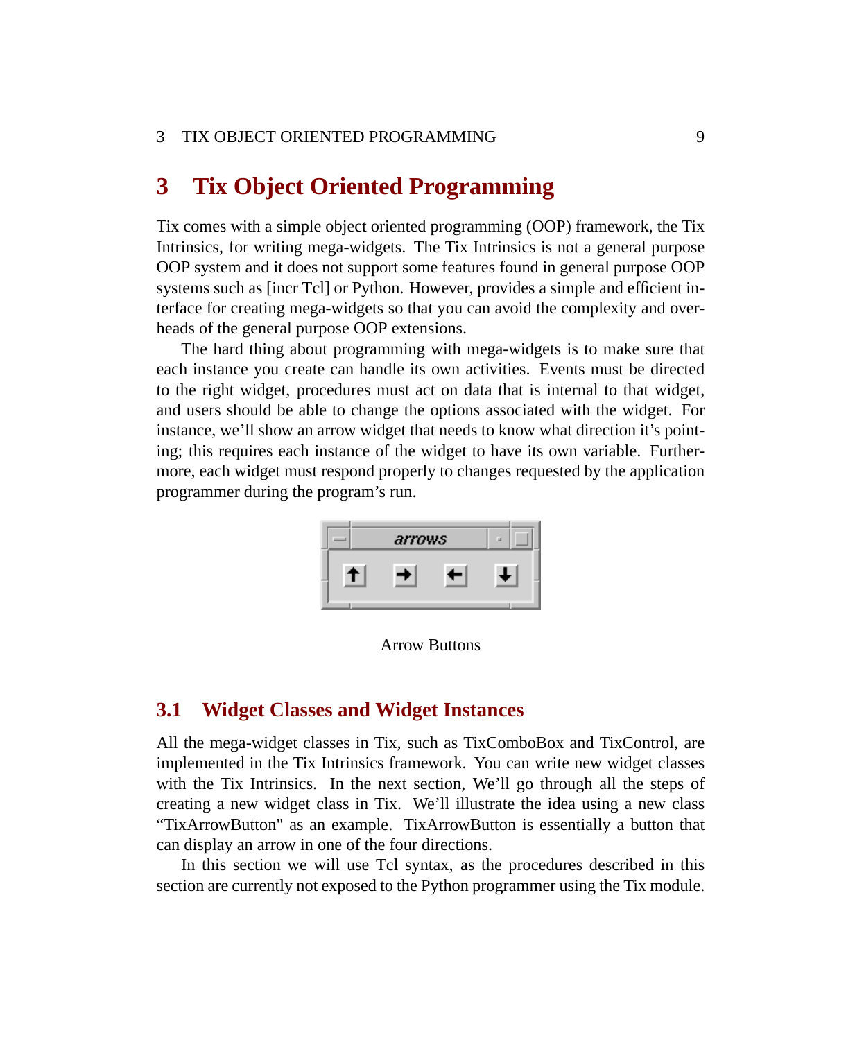# 3 Tix Object Oriented Programming

Tix comes with a simple object oriented programming (OOP) framework, the Tix Intrinsics, for writing mega-widgets. The Tix Intrinsics is not a general purpose OOP system and it does not support some features found in general purpose OOP systems such as [incr Tcl] or Python. However, provides a simple and efficient interface for creating mega-widgets so that you can avoid the complexity and overheads of the general purpose OOP extensions.

The hard thing about programming with mega-widgets is to make sure that each instance you create can handle its own activities. Events must be directed to the right widget, procedures must act on data that is internal to that widget, and users should be able to change the options associated with the widget. For instance, we'll show an arrow widget that needs to know what direction it's pointing; this requires each instance of the widget to have its own variable. Furthermore, each widget must respond properly to changes requested by the application programmer during the program's run.

Arrow Buttons

## 3.1 Widget Classes and Widget Instances

All the mega-widget classes in Tix, such as TixComboBox and TixControl, are implemented in the Tix Intrinsics framework. You can write new widget classes with the Tix Intrinsics. In the next section, We'll go through all the steps of creating a new widget class in Tix. We'll illustrate the idea using a new class "TixArrowButton" as an example. TixArrowButton is essentially a button that can display an arrow in one of the four directions.

In this section we will use Tcl syntax, as the procedures described in this section are currently not exposed to the Python programmer using the Tix module.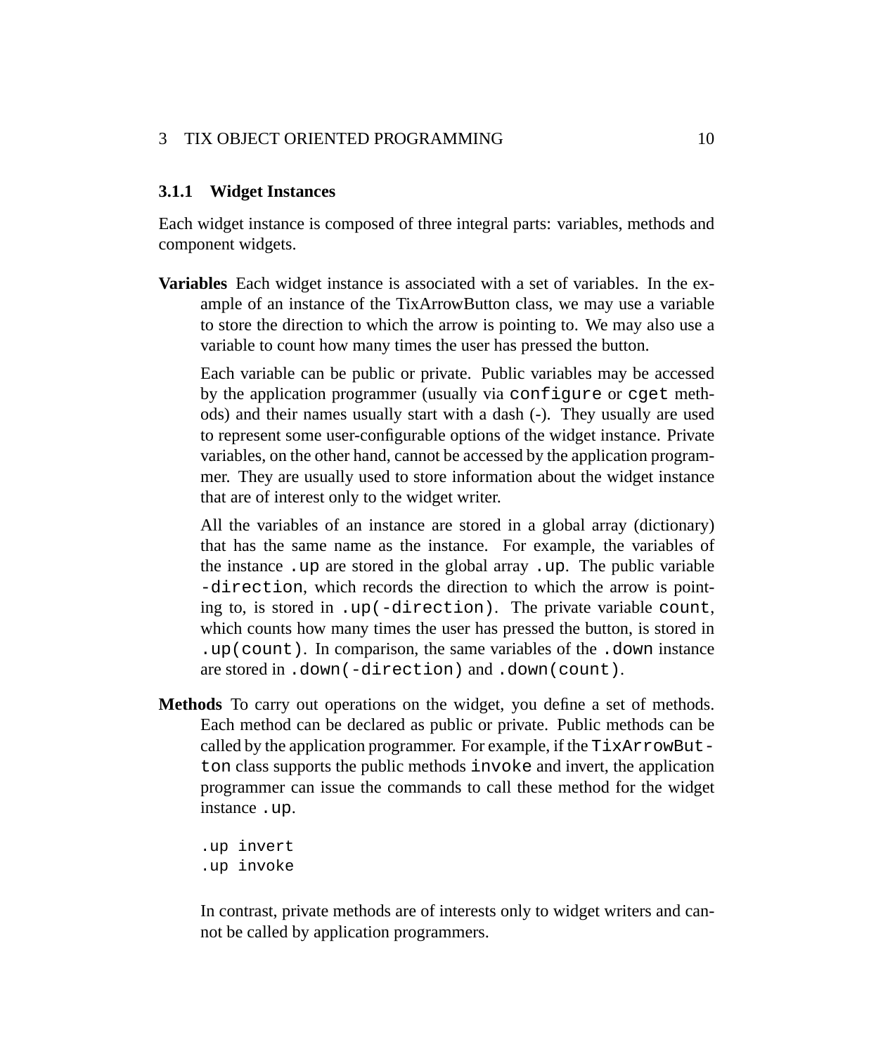### 3.1.1 Widget Instances

Each widget instance is composed of three integral parts: variables, methods and component widgets.

**Variables** Each widget instance is associated with a set of variables. In the example of an instance of the TixArrowButton class, we may use a variable to store the direction to which the arrow is pointing to. We may also use a variable to count how many times the user has pressed the button.

Each variable can be public or private. Public variables may be accessed by the application programmer (usually via `configure` or `cget` methods) and their names usually start with a dash (-). They usually are used to represent some user-configurable options of the widget instance. Private variables, on the other hand, cannot be accessed by the application programmer. They are usually used to store information about the widget instance that are of interest only to the widget writer.

All the variables of an instance are stored in a global array (dictionary) that has the same name as the instance. For example, the variables of the instance `.up` are stored in the global array `.up`. The public variable `-direction`, which records the direction to which the arrow is pointing to, is stored in `.up(-direction)`. The private variable `count`, which counts how many times the user has pressed the button, is stored in `.up(count)`. In comparison, the same variables of the `.down` instance are stored in `.down(-direction)` and `.down(count)`.

**Methods** To carry out operations on the widget, you define a set of methods. Each method can be declared as public or private. Public methods can be called by the application programmer. For example, if the `TixArrowButton` class supports the public methods `invoke` and invert, the application programmer can issue the commands to call these method for the widget instance `.up`.

```
.up invert
.up invoke
```

In contrast, private methods are of interests only to widget writers and cannot be called by application programmers.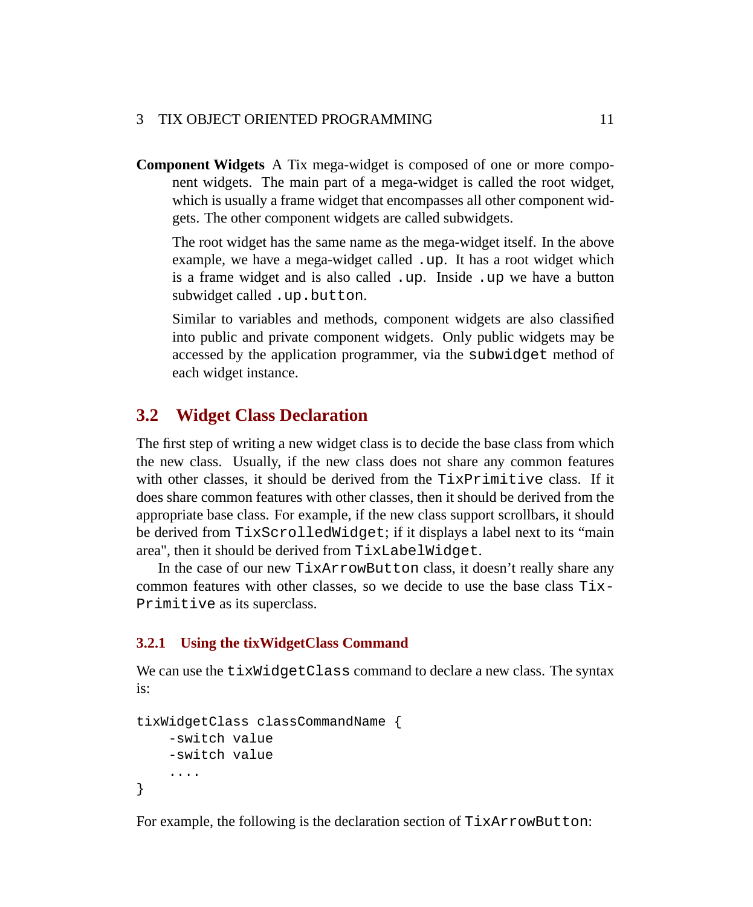**Component Widgets** A Tix mega-widget is composed of one or more component widgets. The main part of a mega-widget is called the root widget, which is usually a frame widget that encompasses all other component widgets. The other component widgets are called subwidgets.

The root widget has the same name as the mega-widget itself. In the above example, we have a mega-widget called `.up`. It has a root widget which is a frame widget and is also called `.up`. Inside `.up` we have a button subwidget called `.up.button`.

Similar to variables and methods, component widgets are also classified into public and private component widgets. Only public widgets may be accessed by the application programmer, via the `subwidget` method of each widget instance.

## 3.2 Widget Class Declaration

The first step of writing a new widget class is to decide the base class from which the new class. Usually, if the new class does not share any common features with other classes, it should be derived from the `TixPrimitive` class. If it does share common features with other classes, then it should be derived from the appropriate base class. For example, if the new class support scrollbars, it should be derived from `TixScrolledWidget`; if it displays a label next to its "main area", then it should be derived from `TixLabelWidget`.

In the case of our new `TixArrowButton` class, it doesn't really share any common features with other classes, so we decide to use the base class `TixPrimitive` as its superclass.

### 3.2.1 Using the tixWidgetClass Command

We can use the `tixWidgetClass` command to declare a new class. The syntax is:

```
tixWidgetClass classCommandName {
    -switch value
    -switch value
    ....
}
```

For example, the following is the declaration section of `TixArrowButton`: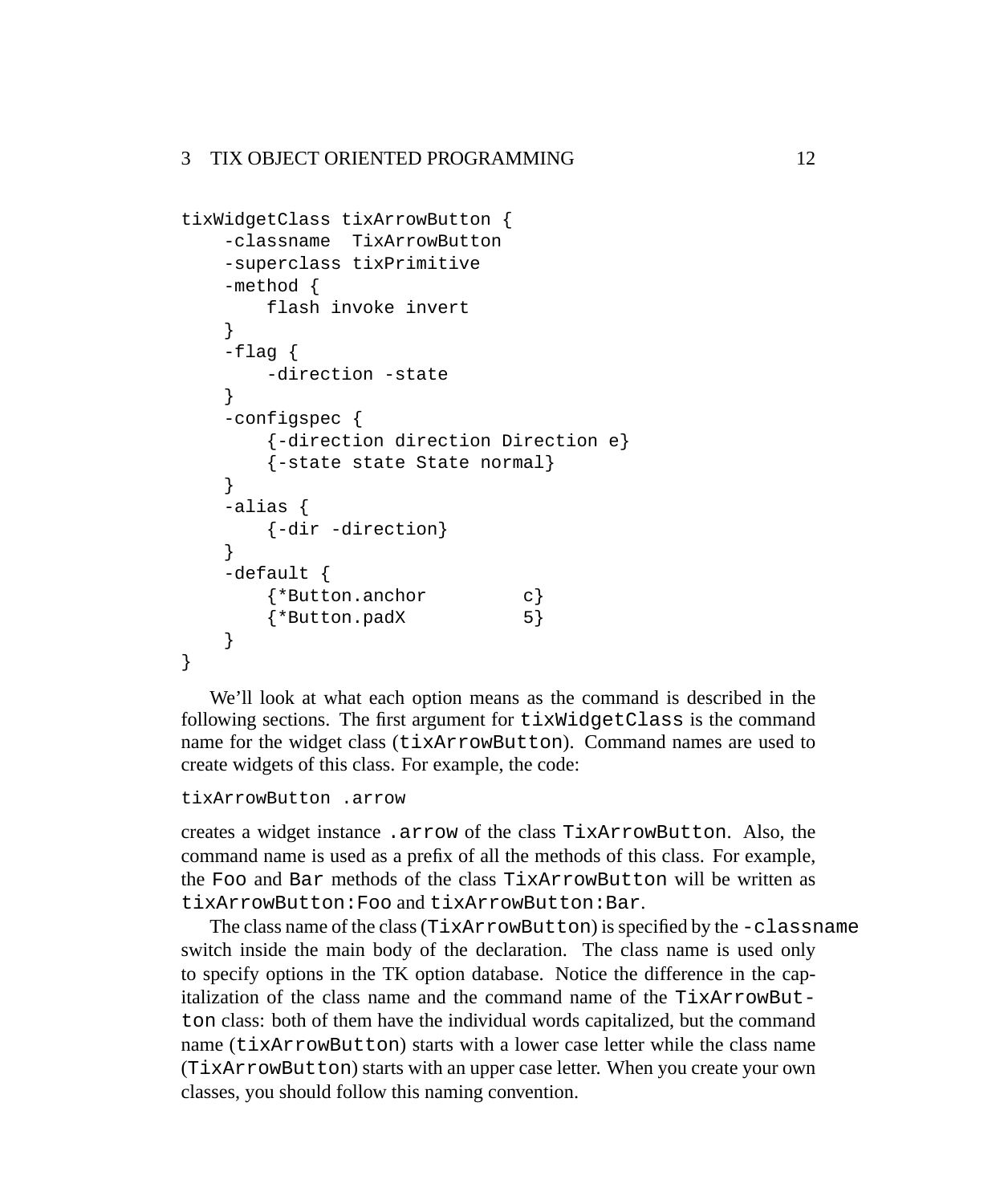```
tixWidgetClass tixArrowButton {
    -classname  TixArrowButton
    -superclass tixPrimitive
    -method {
        flash invoke invert
    }
    -flag {
        -direction -state
    }
    -configspec {
        {-direction direction Direction e}
        {-state state State normal}
    }
    -alias {
        {-dir -direction}
    }
    -default {
        {*Button.anchor         c}
        {*Button.padX           5}
    }
}
```

We'll look at what each option means as the command is described in the following sections. The first argument for `tixWidgetClass` is the command name for the widget class (`tixArrowButton`). Command names are used to create widgets of this class. For example, the code:

```
tixArrowButton .arrow
```

creates a widget instance `.arrow` of the class `TixArrowButton`. Also, the command name is used as a prefix of all the methods of this class. For example, the `Foo` and `Bar` methods of the class `TixArrowButton` will be written as `tixArrowButton:Foo` and `tixArrowButton:Bar`.

The class name of the class (`TixArrowButton`) is specified by the `-classname` switch inside the main body of the declaration. The class name is used only to specify options in the TK option database. Notice the difference in the capitalization of the class name and the command name of the `TixArrowButton` class: both of them have the individual words capitalized, but the command name (`tixArrowButton`) starts with a lower case letter while the class name (`TixArrowButton`) starts with an upper case letter. When you create your own classes, you should follow this naming convention.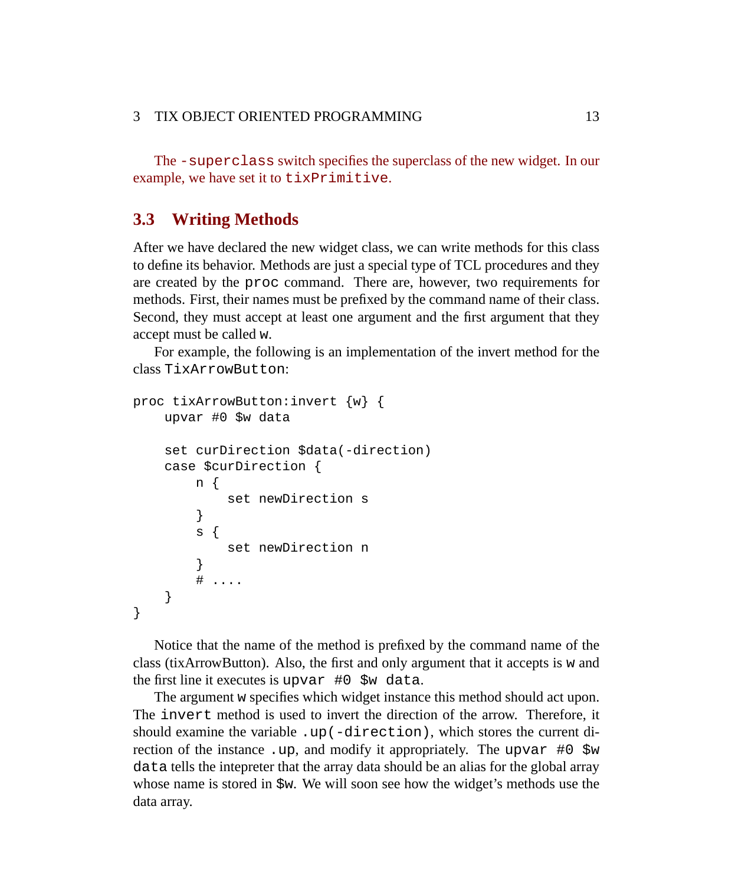The `-superclass` switch specifies the superclass of the new widget. In our example, we have set it to `tixPrimitive`.

## 3.3 Writing Methods

After we have declared the new widget class, we can write methods for this class to define its behavior. Methods are just a special type of TCL procedures and they are created by the `proc` command. There are, however, two requirements for methods. First, their names must be prefixed by the command name of their class. Second, they must accept at least one argument and the first argument that they accept must be called `w`.

For example, the following is an implementation of the invert method for the class `TixArrowButton`:

```
proc tixArrowButton:invert {w} {
    upvar #0 $w data

    set curDirection $data(-direction)
    case $curDirection {
        n {
            set newDirection s
        }
        s {
            set newDirection n
        }
        # ....
    }
}
```

Notice that the name of the method is prefixed by the command name of the class (tixArrowButton). Also, the first and only argument that it accepts is `w` and the first line it executes is `upvar #0 $w data`.

The argument `w` specifies which widget instance this method should act upon. The `invert` method is used to invert the direction of the arrow. Therefore, it should examine the variable `.up(-direction)`, which stores the current direction of the instance `.up`, and modify it appropriately. The `upvar #0 $w data` tells the intepreter that the array data should be an alias for the global array whose name is stored in `$w`. We will soon see how the widget's methods use the data array.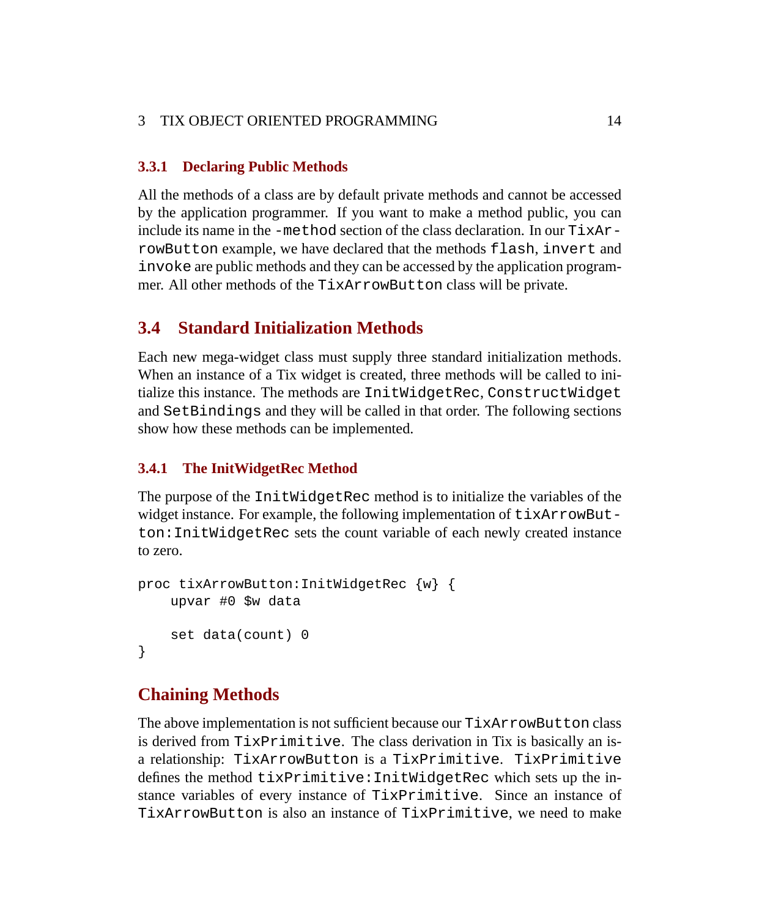### 3.3.1 Declaring Public Methods

All the methods of a class are by default private methods and cannot be accessed by the application programmer. If you want to make a method public, you can include its name in the `-method` section of the class declaration. In our `TixArrowButton` example, we have declared that the methods `flash`, `invert` and `invoke` are public methods and they can be accessed by the application programmer. All other methods of the `TixArrowButton` class will be private.

## 3.4 Standard Initialization Methods

Each new mega-widget class must supply three standard initialization methods. When an instance of a Tix widget is created, three methods will be called to initialize this instance. The methods are `InitWidgetRec`, `ConstructWidget` and `SetBindings` and they will be called in that order. The following sections show how these methods can be implemented.

### 3.4.1 The InitWidgetRec Method

The purpose of the `InitWidgetRec` method is to initialize the variables of the widget instance. For example, the following implementation of `tixArrowButton:InitWidgetRec` sets the count variable of each newly created instance to zero.

```
proc tixArrowButton:InitWidgetRec {w} {
    upvar #0 $w data

    set data(count) 0
}
```

## Chaining Methods

The above implementation is not sufficient because our `TixArrowButton` class is derived from `TixPrimitive`. The class derivation in Tix is basically an is-a relationship: `TixArrowButton` is a `TixPrimitive`. `TixPrimitive` defines the method `tixPrimitive:InitWidgetRec` which sets up the instance variables of every instance of `TixPrimitive`. Since an instance of `TixArrowButton` is also an instance of `TixPrimitive`, we need to make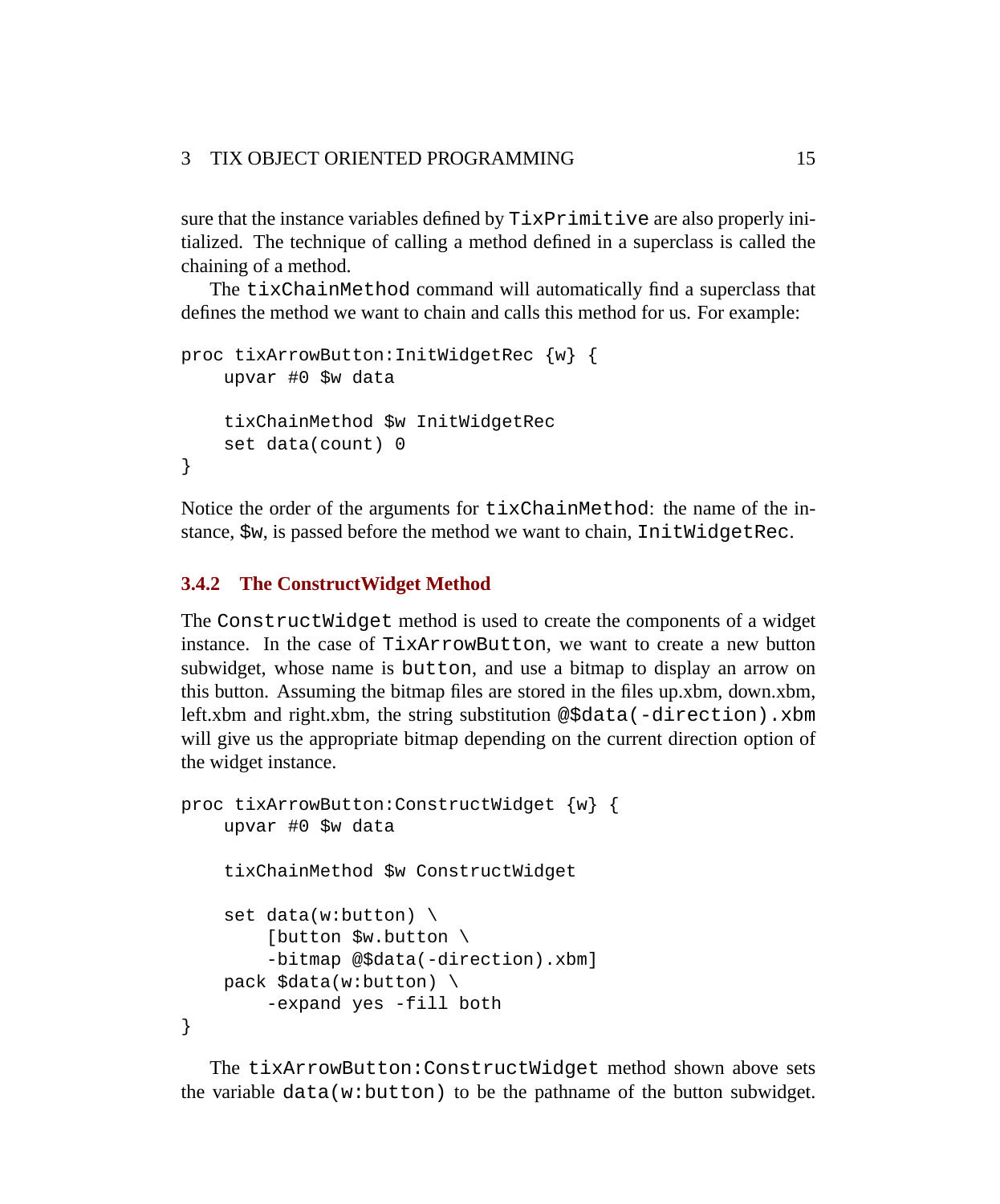sure that the instance variables defined by `TixPrimitive` are also properly initialized. The technique of calling a method defined in a superclass is called the chaining of a method.

The `tixChainMethod` command will automatically find a superclass that defines the method we want to chain and calls this method for us. For example:

```
proc tixArrowButton:InitWidgetRec {w} {
    upvar #0 $w data

    tixChainMethod $w InitWidgetRec
    set data(count) 0
}
```

Notice the order of the arguments for `tixChainMethod`: the name of the instance, `$w`, is passed before the method we want to chain, `InitWidgetRec`.

#### 3.4.2 The ConstructWidget Method

The `ConstructWidget` method is used to create the components of a widget instance. In the case of `TixArrowButton`, we want to create a new button subwidget, whose name is `button`, and use a bitmap to display an arrow on this button. Assuming the bitmap files are stored in the files up.xbm, down.xbm, left.xbm and right.xbm, the string substitution `@$data(-direction).xbm` will give us the appropriate bitmap depending on the current direction option of the widget instance.

```
proc tixArrowButton:ConstructWidget {w} {
    upvar #0 $w data

    tixChainMethod $w ConstructWidget

    set data(w:button) \
        [button $w.button \
        -bitmap @$data(-direction).xbm]
    pack $data(w:button) \
        -expand yes -fill both
}
```

The `tixArrowButton:ConstructWidget` method shown above sets the variable `data(w:button)` to be the pathname of the button subwidget.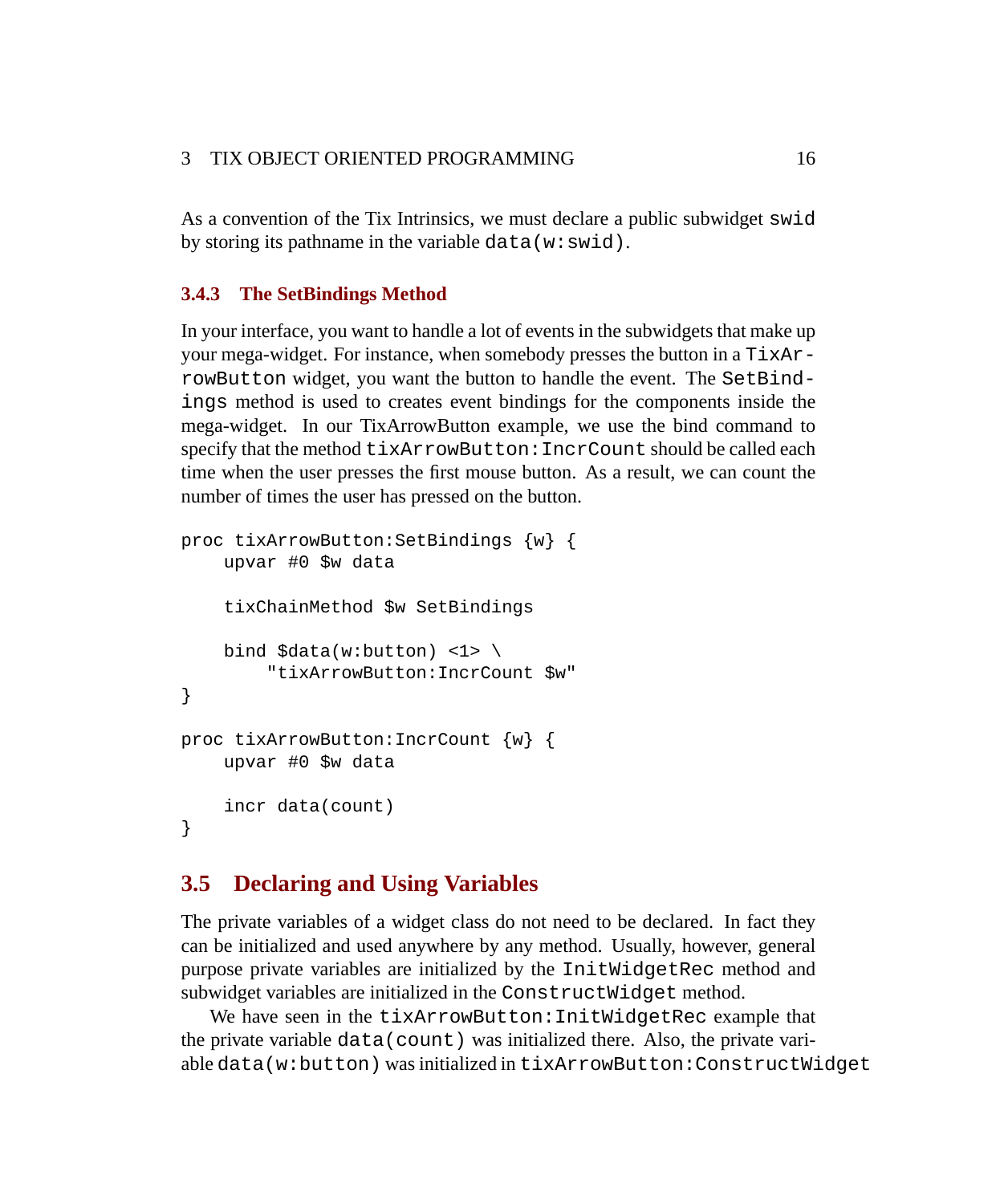As a convention of the Tix Intrinsics, we must declare a public subwidget `swid` by storing its pathname in the variable `data(w:swid)`.

### 3.4.3 The SetBindings Method

In your interface, you want to handle a lot of events in the subwidgets that make up your mega-widget. For instance, when somebody presses the button in a `TixArrowButton` widget, you want the button to handle the event. The `SetBindings` method is used to creates event bindings for the components inside the mega-widget. In our TixArrowButton example, we use the bind command to specify that the method `tixArrowButton:IncrCount` should be called each time when the user presses the first mouse button. As a result, we can count the number of times the user has pressed on the button.

```
proc tixArrowButton:SetBindings {w} {
    upvar #0 $w data

    tixChainMethod $w SetBindings

    bind $data(w:button) <1> \
        "tixArrowButton:IncrCount $w"
}

proc tixArrowButton:IncrCount {w} {
    upvar #0 $w data

    incr data(count)
}
```

## 3.5 Declaring and Using Variables

The private variables of a widget class do not need to be declared. In fact they can be initialized and used anywhere by any method. Usually, however, general purpose private variables are initialized by the `InitWidgetRec` method and subwidget variables are initialized in the `ConstructWidget` method.

We have seen in the `tixArrowButton:InitWidgetRec` example that the private variable `data(count)` was initialized there. Also, the private variable `data(w:button)` was initialized in `tixArrowButton:ConstructWidget`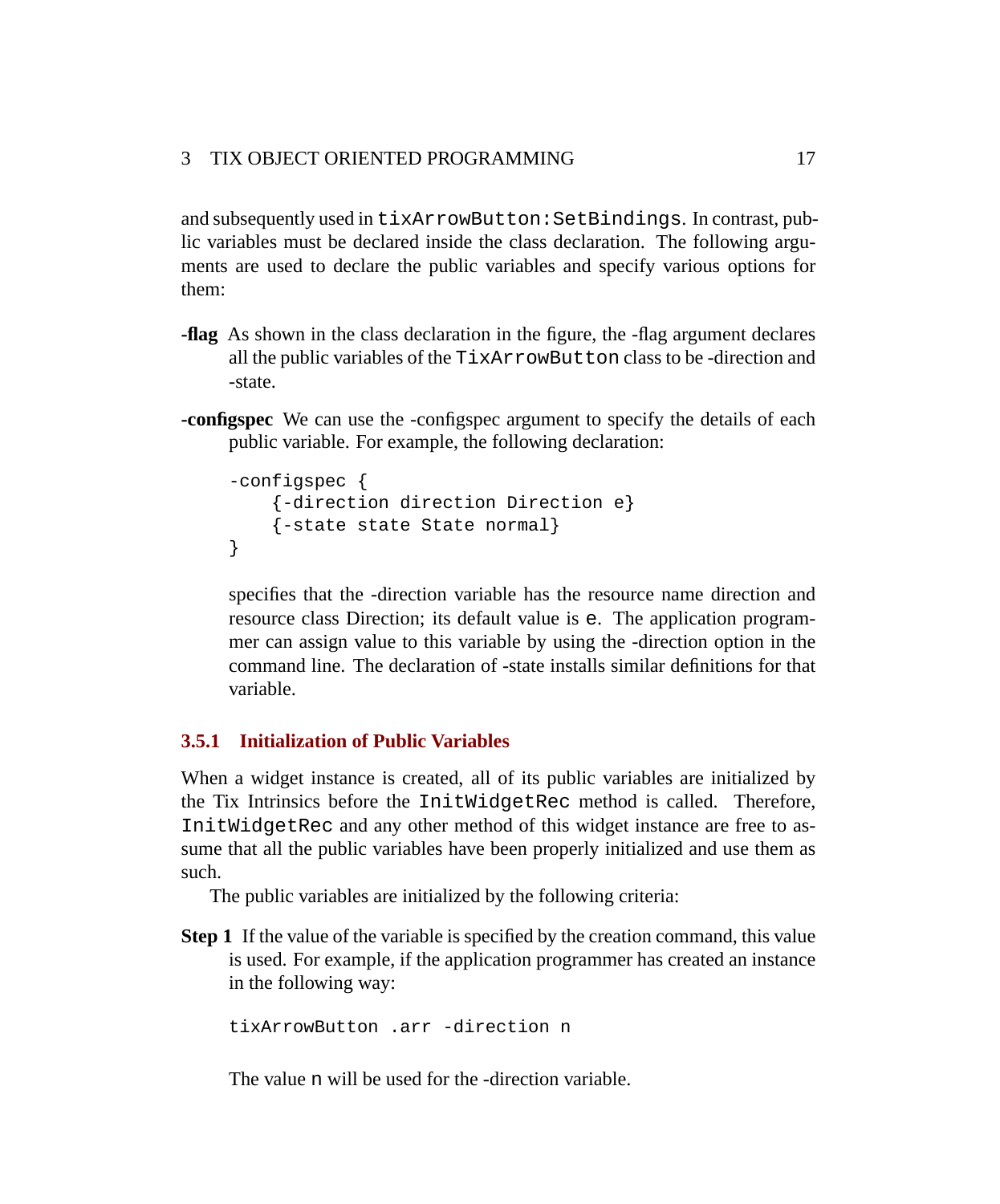and subsequently used in `tixArrowButton:SetBindings`. In contrast, public variables must be declared inside the class declaration. The following arguments are used to declare the public variables and specify various options for them:

**-flag** As shown in the class declaration in the figure, the -flag argument declares all the public variables of the `TixArrowButton` class to be -direction and -state.

**-configspec** We can use the -configspec argument to specify the details of each public variable. For example, the following declaration:

```
-configspec {
    {-direction direction Direction e}
    {-state state State normal}
}
```

specifies that the -direction variable has the resource name direction and resource class Direction; its default value is `e`. The application programmer can assign value to this variable by using the -direction option in the command line. The declaration of -state installs similar definitions for that variable.

### 3.5.1 Initialization of Public Variables

When a widget instance is created, all of its public variables are initialized by the Tix Intrinsics before the `InitWidgetRec` method is called. Therefore, `InitWidgetRec` and any other method of this widget instance are free to assume that all the public variables have been properly initialized and use them as such.

The public variables are initialized by the following criteria:

**Step 1** If the value of the variable is specified by the creation command, this value is used. For example, if the application programmer has created an instance in the following way:

```
tixArrowButton .arr -direction n
```

The value `n` will be used for the -direction variable.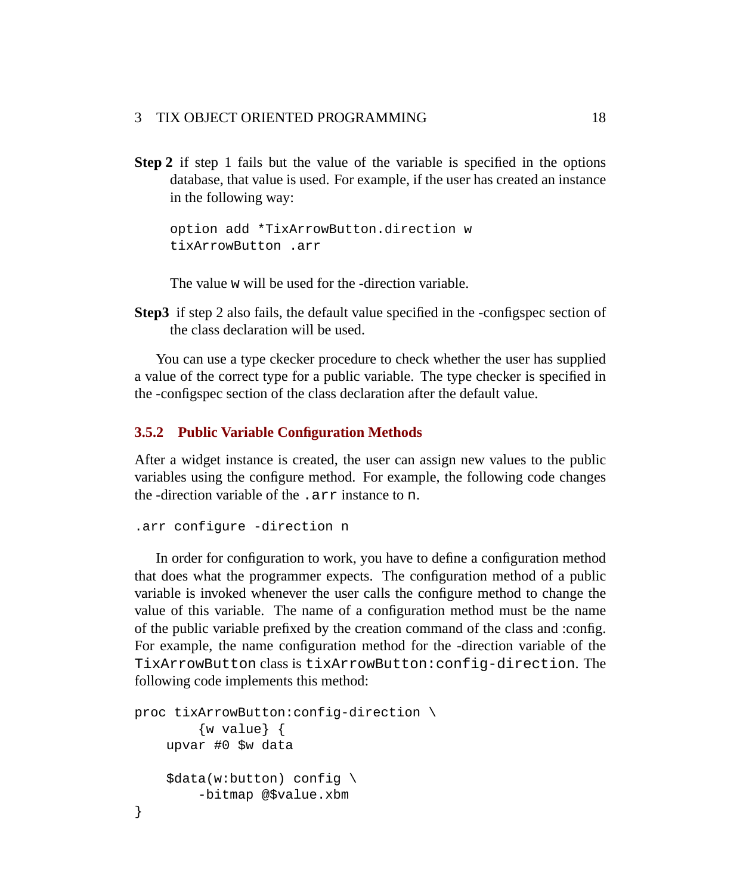**Step 2** if step 1 fails but the value of the variable is specified in the options database, that value is used. For example, if the user has created an instance in the following way:

```
option add *TixArrowButton.direction w
tixArrowButton .arr
```

The value `w` will be used for the -direction variable.

**Step3** if step 2 also fails, the default value specified in the -configspec section of the class declaration will be used.

You can use a type ckecker procedure to check whether the user has supplied a value of the correct type for a public variable. The type checker is specified in the -configspec section of the class declaration after the default value.

### 3.5.2 Public Variable Configuration Methods

After a widget instance is created, the user can assign new values to the public variables using the configure method. For example, the following code changes the -direction variable of the `.arr` instance to `n`.

```
.arr configure -direction n
```

In order for configuration to work, you have to define a configuration method that does what the programmer expects. The configuration method of a public variable is invoked whenever the user calls the configure method to change the value of this variable. The name of a configuration method must be the name of the public variable prefixed by the creation command of the class and :config. For example, the name configuration method for the -direction variable of the `TixArrowButton` class is `tixArrowButton:config-direction`. The following code implements this method:

```
proc tixArrowButton:config-direction \
        {w value} {
    upvar #0 $w data

    $data(w:button) config \
        -bitmap @$value.xbm
}
```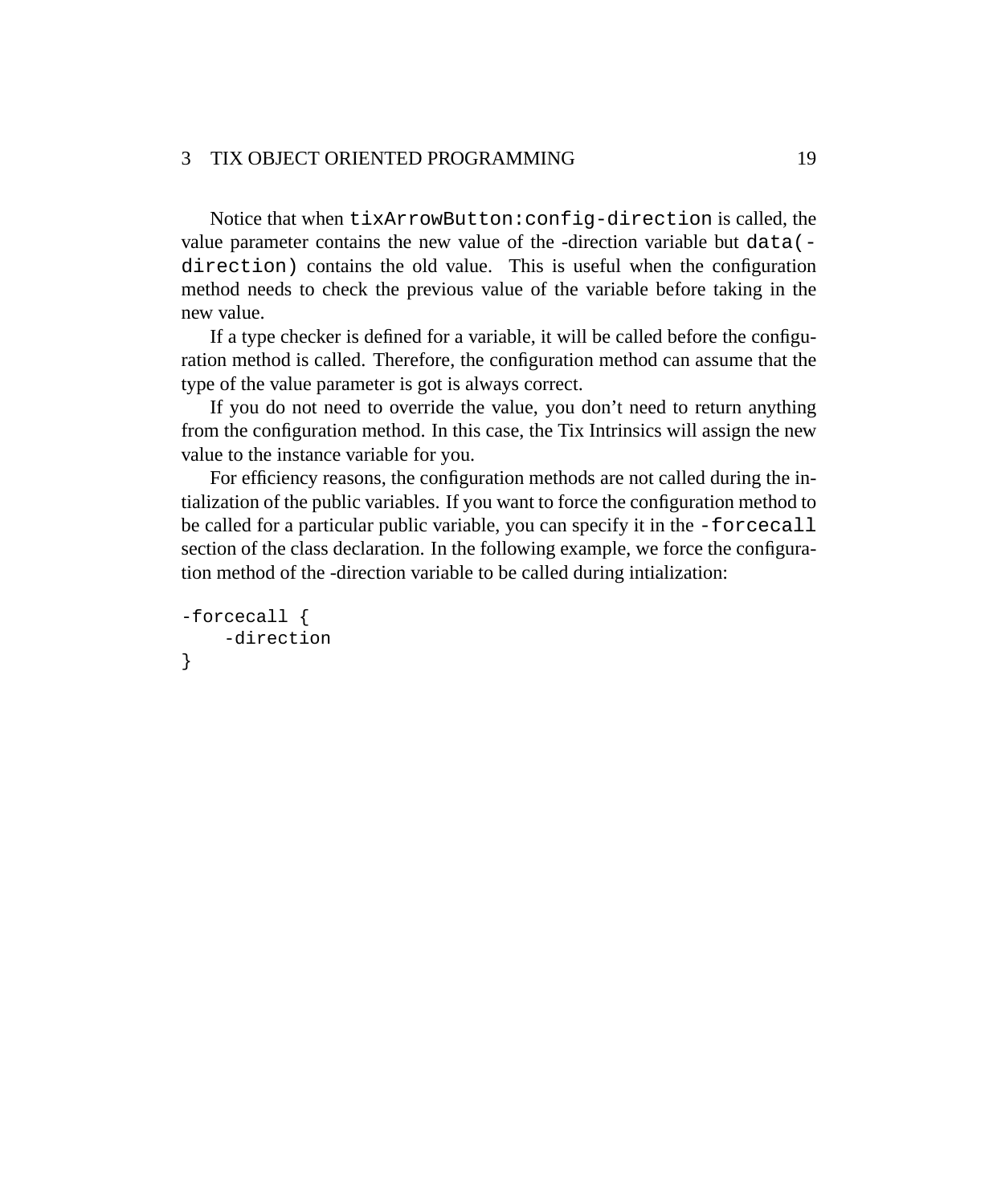Notice that when `tixArrowButton:config-direction` is called, the value parameter contains the new value of the -direction variable but `data(-direction)` contains the old value. This is useful when the configuration method needs to check the previous value of the variable before taking in the new value.

If a type checker is defined for a variable, it will be called before the configuration method is called. Therefore, the configuration method can assume that the type of the value parameter is got is always correct.

If you do not need to override the value, you don't need to return anything from the configuration method. In this case, the Tix Intrinsics will assign the new value to the instance variable for you.

For efficiency reasons, the configuration methods are not called during the intialization of the public variables. If you want to force the configuration method to be called for a particular public variable, you can specify it in the `-forcecall` section of the class declaration. In the following example, we force the configuration method of the -direction variable to be called during intialization:

```
-forcecall {
    -direction
}
```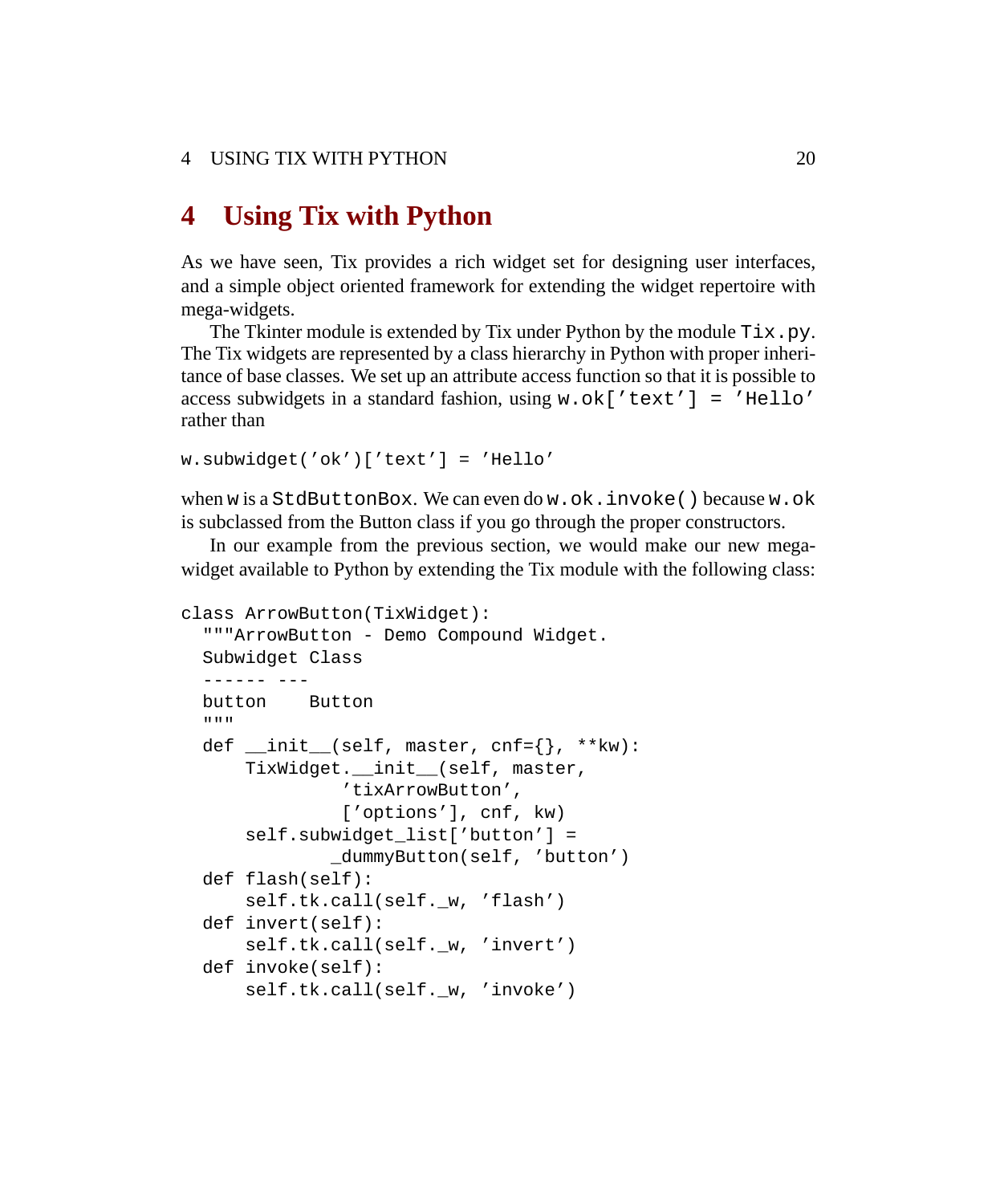# 4 Using Tix with Python

As we have seen, Tix provides a rich widget set for designing user interfaces, and a simple object oriented framework for extending the widget repertoire with mega-widgets.

The Tkinter module is extended by Tix under Python by the module `Tix.py`. The Tix widgets are represented by a class hierarchy in Python with proper inheritance of base classes. We set up an attribute access function so that it is possible to access subwidgets in a standard fashion, using `w.ok['text'] = 'Hello'` rather than

```
w.subwidget('ok')['text'] = 'Hello'
```

when `w` is a `StdButtonBox`. We can even do `w.ok.invoke()` because `w.ok` is subclassed from the Button class if you go through the proper constructors.

In our example from the previous section, we would make our new mega-widget available to Python by extending the Tix module with the following class:

```
class ArrowButton(TixWidget):
  """ArrowButton - Demo Compound Widget.
  Subwidget Class
  ------ ---
  button    Button
  """
  def __init__(self, master, cnf={}, **kw):
      TixWidget.__init__(self, master,
               'tixArrowButton',
               ['options'], cnf, kw)
      self.subwidget_list['button'] =
              _dummyButton(self, 'button')
  def flash(self):
      self.tk.call(self._w, 'flash')
  def invert(self):
      self.tk.call(self._w, 'invert')
  def invoke(self):
      self.tk.call(self._w, 'invoke')
```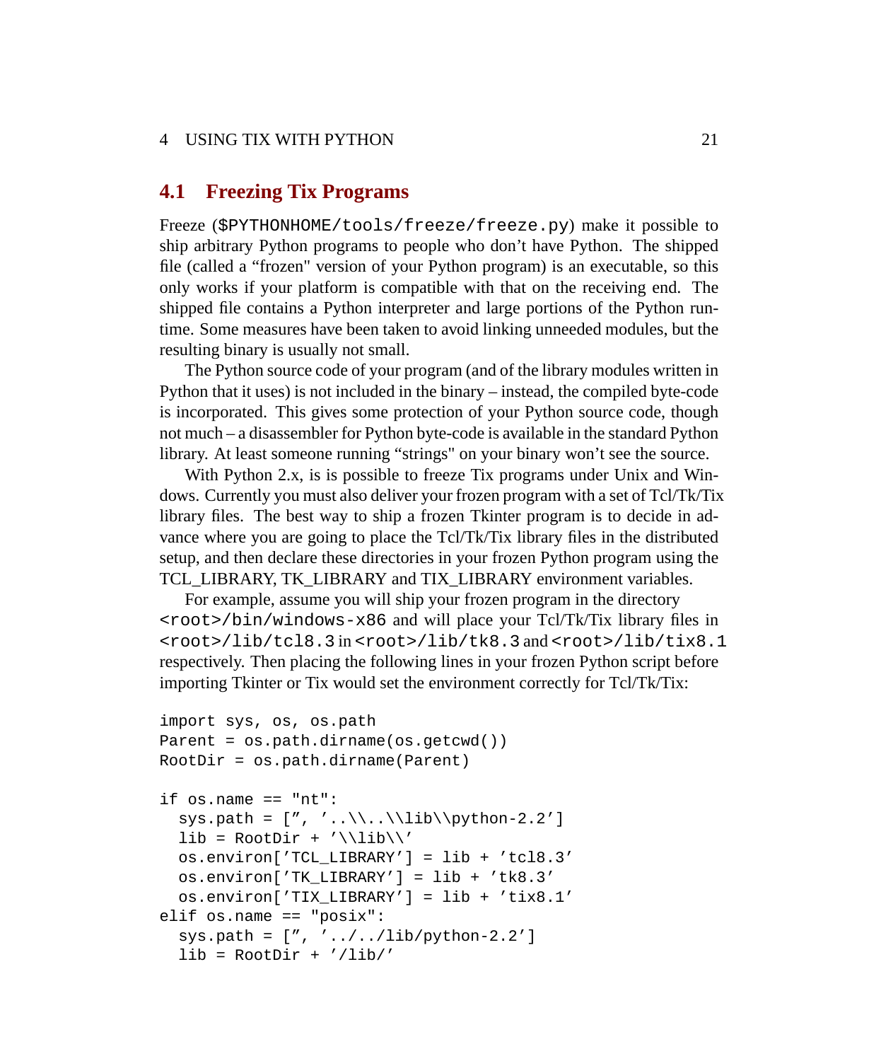## 4.1 Freezing Tix Programs

Freeze (`$PYTHONHOME/tools/freeze/freeze.py`) make it possible to ship arbitrary Python programs to people who don't have Python. The shipped file (called a "frozen" version of your Python program) is an executable, so this only works if your platform is compatible with that on the receiving end. The shipped file contains a Python interpreter and large portions of the Python runtime. Some measures have been taken to avoid linking unneeded modules, but the resulting binary is usually not small.

The Python source code of your program (and of the library modules written in Python that it uses) is not included in the binary – instead, the compiled byte-code is incorporated. This gives some protection of your Python source code, though not much – a disassembler for Python byte-code is available in the standard Python library. At least someone running "strings" on your binary won't see the source.

With Python 2.x, is is possible to freeze Tix programs under Unix and Windows. Currently you must also deliver your frozen program with a set of Tcl/Tk/Tix library files. The best way to ship a frozen Tkinter program is to decide in advance where you are going to place the Tcl/Tk/Tix library files in the distributed setup, and then declare these directories in your frozen Python program using the TCL_LIBRARY, TK_LIBRARY and TIX_LIBRARY environment variables.

For example, assume you will ship your frozen program in the directory `<root>/bin/windows-x86` and will place your Tcl/Tk/Tix library files in `<root>/lib/tcl8.3` in `<root>/lib/tk8.3` and `<root>/lib/tix8.1` respectively. Then placing the following lines in your frozen Python script before importing Tkinter or Tix would set the environment correctly for Tcl/Tk/Tix:

```
import sys, os, os.path
Parent = os.path.dirname(os.getcwd())
RootDir = os.path.dirname(Parent)

if os.name == "nt":
  sys.path = ['', '..\\..\\lib\\python-2.2']
  lib = RootDir + '\\lib\\'
  os.environ['TCL_LIBRARY'] = lib + 'tcl8.3'
  os.environ['TK_LIBRARY'] = lib + 'tk8.3'
  os.environ['TIX_LIBRARY'] = lib + 'tix8.1'
elif os.name == "posix":
  sys.path = ['', '../../lib/python-2.2']
  lib = RootDir + '/lib/'
```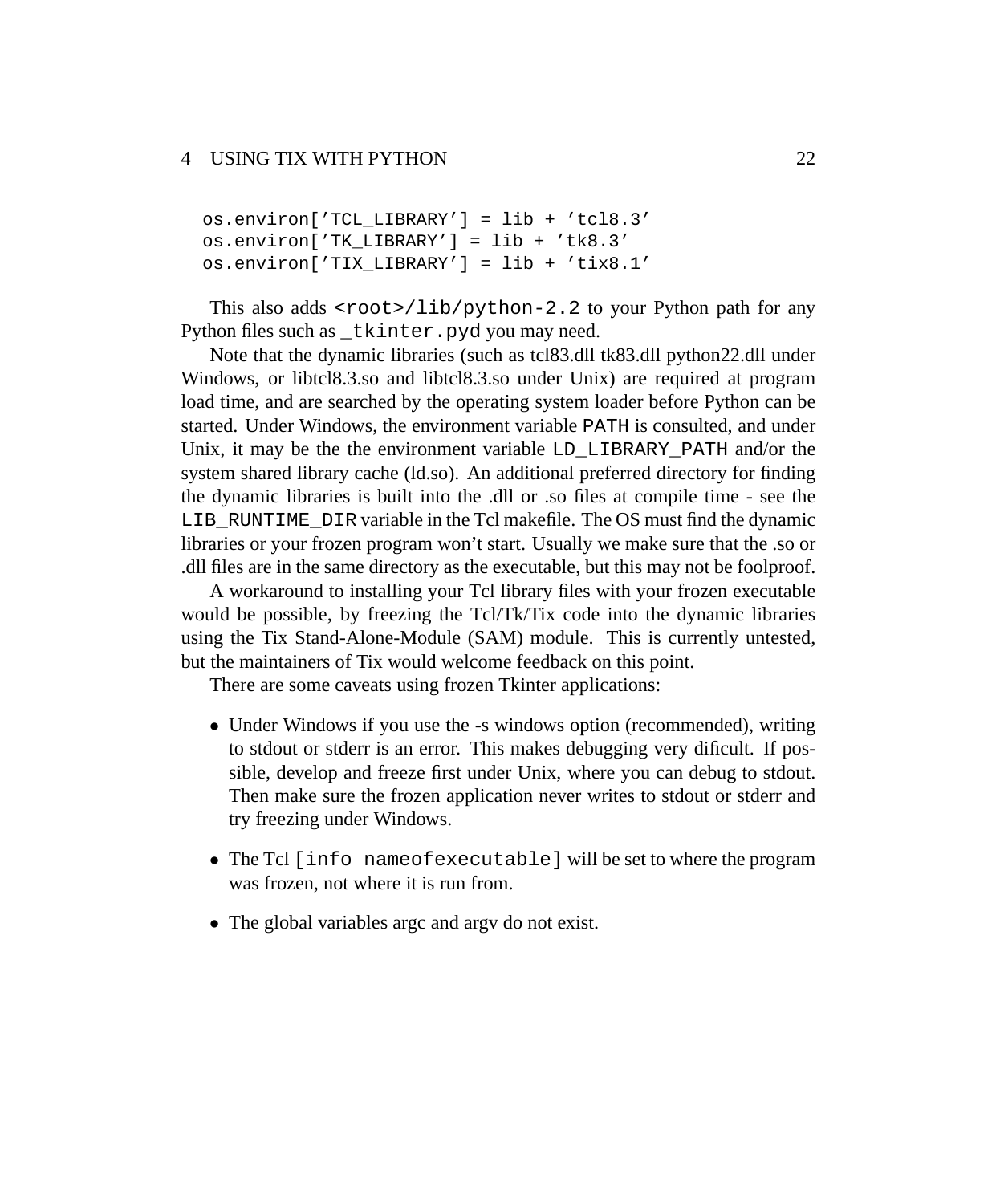```
os.environ['TCL_LIBRARY'] = lib + 'tcl8.3'
os.environ['TK_LIBRARY'] = lib + 'tk8.3'
os.environ['TIX_LIBRARY'] = lib + 'tix8.1'
```

This also adds `<root>/lib/python-2.2` to your Python path for any Python files such as `_tkinter.pyd` you may need.

Note that the dynamic libraries (such as tcl83.dll tk83.dll python22.dll under Windows, or libtcl8.3.so and libtcl8.3.so under Unix) are required at program load time, and are searched by the operating system loader before Python can be started. Under Windows, the environment variable `PATH` is consulted, and under Unix, it may be the the environment variable `LD_LIBRARY_PATH` and/or the system shared library cache (ld.so). An additional preferred directory for finding the dynamic libraries is built into the .dll or .so files at compile time - see the `LIB_RUNTIME_DIR` variable in the Tcl makefile. The OS must find the dynamic libraries or your frozen program won't start. Usually we make sure that the .so or .dll files are in the same directory as the executable, but this may not be foolproof.

A workaround to installing your Tcl library files with your frozen executable would be possible, by freezing the Tcl/Tk/Tix code into the dynamic libraries using the Tix Stand-Alone-Module (SAM) module. This is currently untested, but the maintainers of Tix would welcome feedback on this point.

There are some caveats using frozen Tkinter applications:

- Under Windows if you use the -s windows option (recommended), writing to stdout or stderr is an error. This makes debugging very dificult. If possible, develop and freeze first under Unix, where you can debug to stdout. Then make sure the frozen application never writes to stdout or stderr and try freezing under Windows.

- The Tcl `[info nameofexecutable]` will be set to where the program was frozen, not where it is run from.

- The global variables argc and argv do not exist.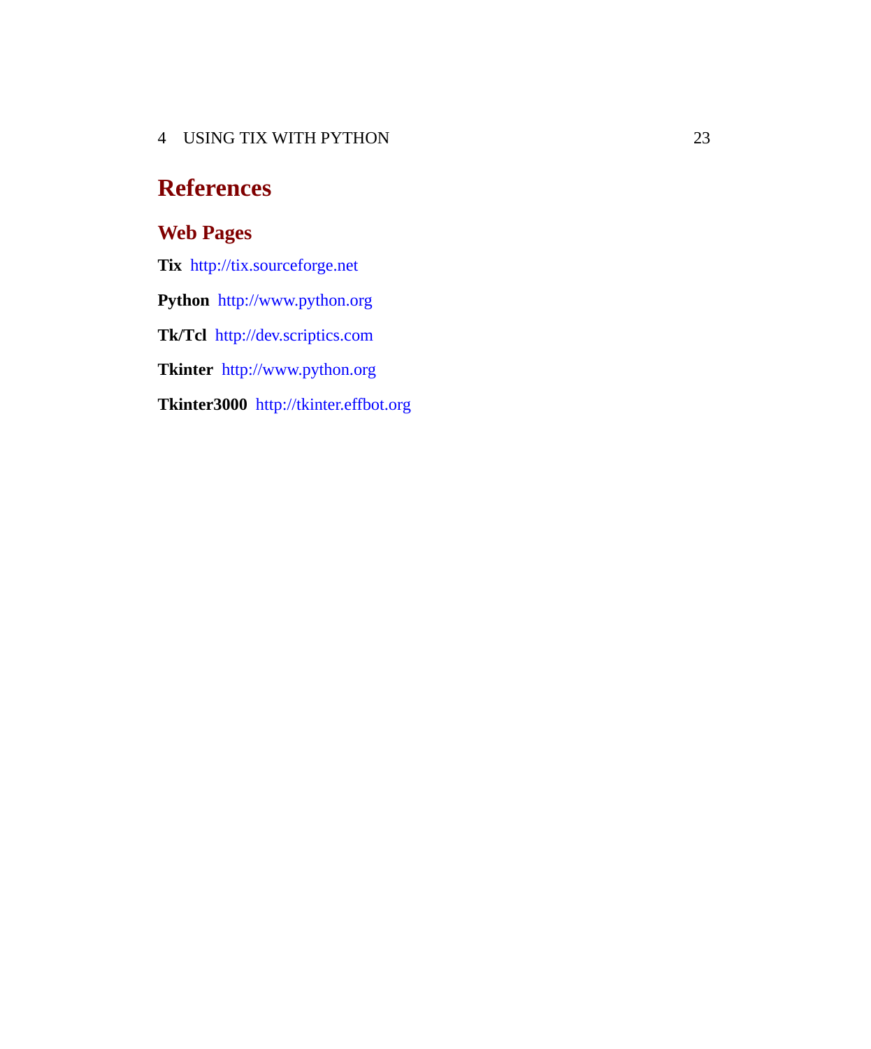# References

## Web Pages

**Tix** http://tix.sourceforge.net

**Python** http://www.python.org

**Tk/Tcl** http://dev.scriptics.com

**Tkinter** http://www.python.org

**Tkinter3000** http://tkinter.effbot.org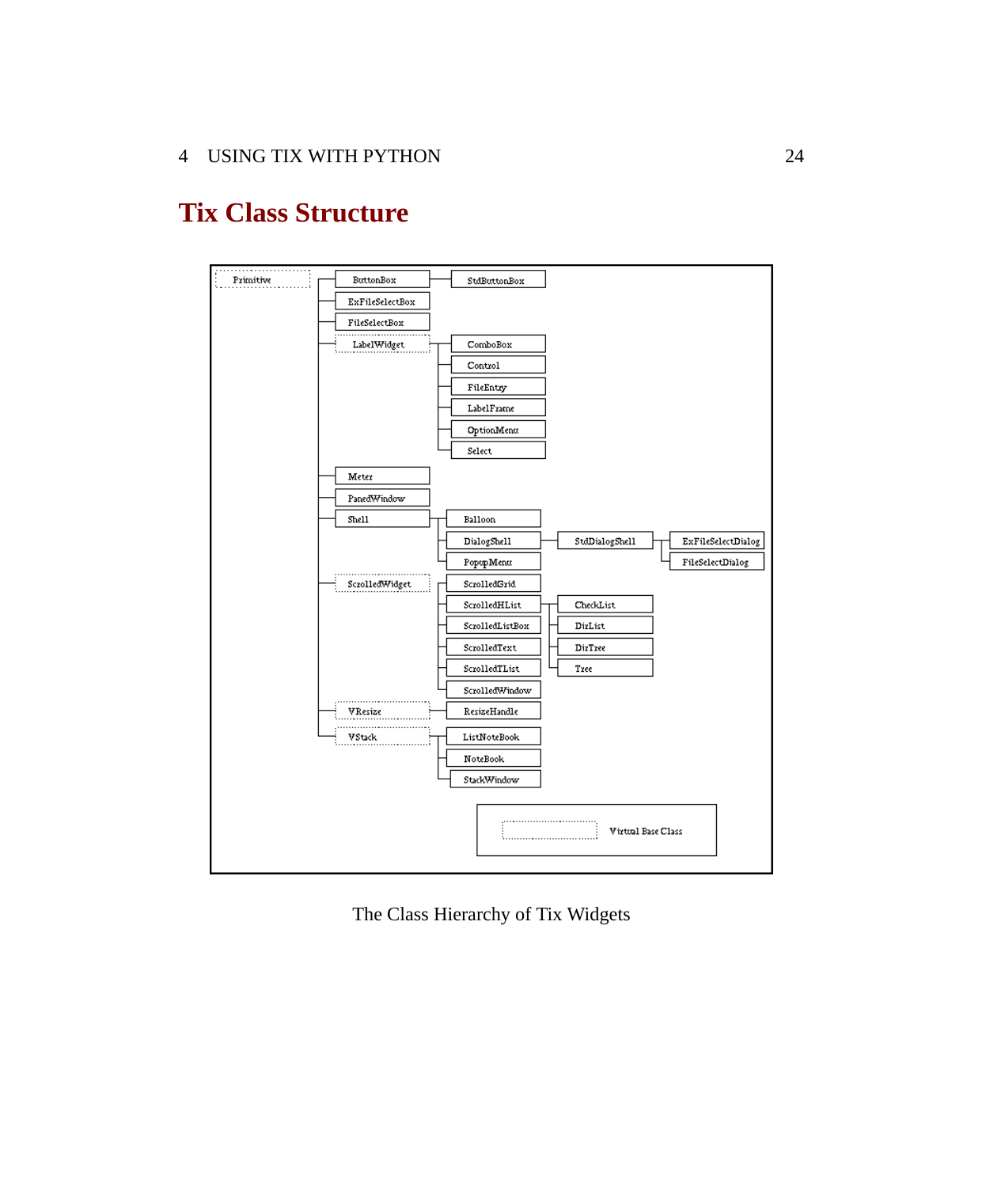## Tix Class Structure

Primitive
ButtonBox
StdButtonBox
ExFileSelectBox
FileSelectBox
LabelWidget
ComboBox
Control
FileEntry
LabelFrame
OptionMenu
Select
Meter
PanedWindow
Shell
Balloon
DialogShell
StdDialogShell
ExFileSelectDialog
FileSelectDialog
PopupMenu
ScrolledWidget
ScrolledGrid
ScrolledHList
CheckList
DirList
DirTree
Tree
ScrolledListBox
ScrolledText
ScrolledTList
ScrolledWindow
VResize
ResizeHandle
VStack
ListNoteBook
NoteBook
StackWindow
Virtual Base Class

The Class Hierarchy of Tix Widgets